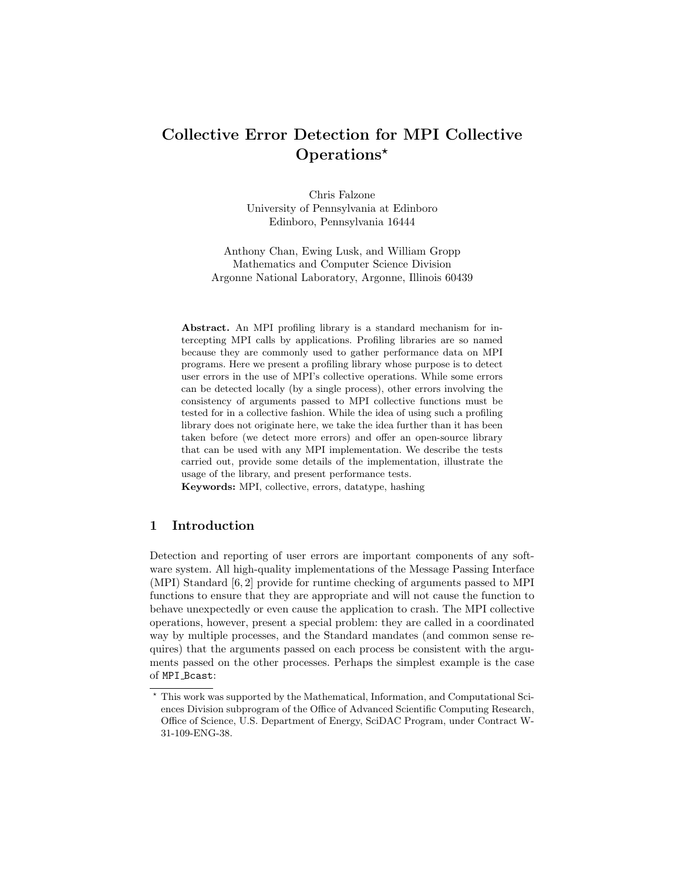# Collective Error Detection for MPI Collective Operations*

Chris Falzone
University of Pennsylvania at Edinboro
Edinboro, Pennsylvania 16444

Anthony Chan, Ewing Lusk, and William Gropp
Mathematics and Computer Science Division
Argonne National Laboratory, Argonne, Illinois 60439

**Abstract.** An MPI profiling library is a standard mechanism for intercepting MPI calls by applications. Profiling libraries are so named because they are commonly used to gather performance data on MPI programs. Here we present a profiling library whose purpose is to detect user errors in the use of MPI's collective operations. While some errors can be detected locally (by a single process), other errors involving the consistency of arguments passed to MPI collective functions must be tested for in a collective fashion. While the idea of using such a profiling library does not originate here, we take the idea further than it has been taken before (we detect more errors) and offer an open-source library that can be used with any MPI implementation. We describe the tests carried out, provide some details of the implementation, illustrate the usage of the library, and present performance tests.
**Keywords:** MPI, collective, errors, datatype, hashing

## 1 Introduction

Detection and reporting of user errors are important components of any software system. All high-quality implementations of the Message Passing Interface (MPI) Standard [6, 2] provide for runtime checking of arguments passed to MPI functions to ensure that they are appropriate and will not cause the function to behave unexpectedly or even cause the application to crash. The MPI collective operations, however, present a special problem: they are called in a coordinated way by multiple processes, and the Standard mandates (and common sense requires) that the arguments passed on each process be consistent with the arguments passed on the other processes. Perhaps the simplest example is the case of `MPI_Bcast`:

---

* This work was supported by the Mathematical, Information, and Computational Sciences Division subprogram of the Office of Advanced Scientific Computing Research, Office of Science, U.S. Department of Energy, SciDAC Program, under Contract W-31-109-ENG-38.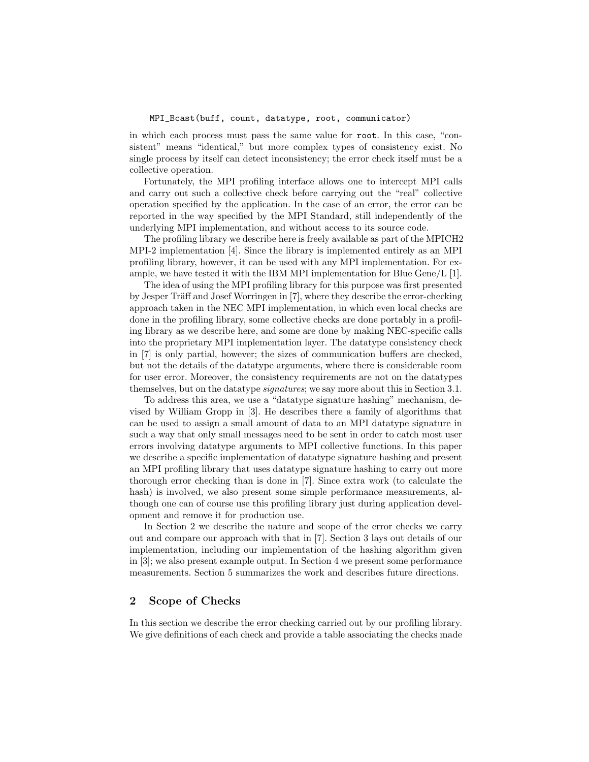```
MPI_Bcast(buff, count, datatype, root, communicator)
```

in which each process must pass the same value for `root`. In this case, "consistent" means "identical," but more complex types of consistency exist. No single process by itself can detect inconsistency; the error check itself must be a collective operation.

Fortunately, the MPI profiling interface allows one to intercept MPI calls and carry out such a collective check before carrying out the "real" collective operation specified by the application. In the case of an error, the error can be reported in the way specified by the MPI Standard, still independently of the underlying MPI implementation, and without access to its source code.

The profiling library we describe here is freely available as part of the MPICH2 MPI-2 implementation [4]. Since the library is implemented entirely as an MPI profiling library, however, it can be used with any MPI implementation. For example, we have tested it with the IBM MPI implementation for Blue Gene/L [1].

The idea of using the MPI profiling library for this purpose was first presented by Jesper Träff and Josef Worringen in [7], where they describe the error-checking approach taken in the NEC MPI implementation, in which even local checks are done in the profiling library, some collective checks are done portably in a profiling library as we describe here, and some are done by making NEC-specific calls into the proprietary MPI implementation layer. The datatype consistency check in [7] is only partial, however; the sizes of communication buffers are checked, but not the details of the datatype arguments, where there is considerable room for user error. Moreover, the consistency requirements are not on the datatypes themselves, but on the datatype *signatures*; we say more about this in Section 3.1.

To address this area, we use a "datatype signature hashing" mechanism, devised by William Gropp in [3]. He describes there a family of algorithms that can be used to assign a small amount of data to an MPI datatype signature in such a way that only small messages need to be sent in order to catch most user errors involving datatype arguments to MPI collective functions. In this paper we describe a specific implementation of datatype signature hashing and present an MPI profiling library that uses datatype signature hashing to carry out more thorough error checking than is done in [7]. Since extra work (to calculate the hash) is involved, we also present some simple performance measurements, although one can of course use this profiling library just during application development and remove it for production use.

In Section 2 we describe the nature and scope of the error checks we carry out and compare our approach with that in [7]. Section 3 lays out details of our implementation, including our implementation of the hashing algorithm given in [3]; we also present example output. In Section 4 we present some performance measurements. Section 5 summarizes the work and describes future directions.

## 2 Scope of Checks

In this section we describe the error checking carried out by our profiling library. We give definitions of each check and provide a table associating the checks made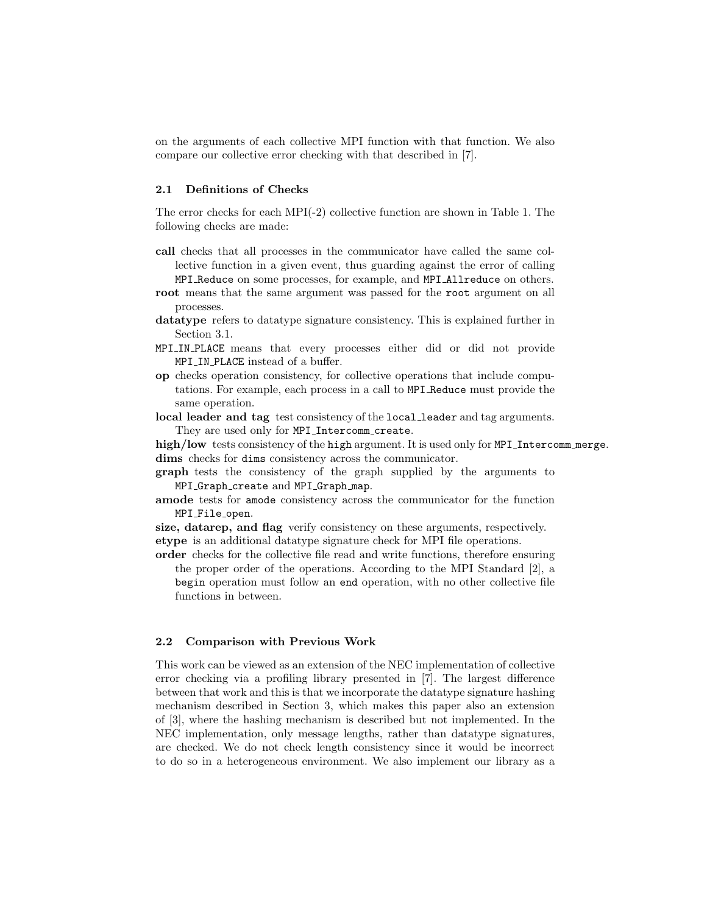on the arguments of each collective MPI function with that function. We also compare our collective error checking with that described in [7].

### 2.1 Definitions of Checks

The error checks for each MPI(-2) collective function are shown in Table 1. The following checks are made:

- **call** checks that all processes in the communicator have called the same collective function in a given event, thus guarding against the error of calling `MPI_Reduce` on some processes, for example, and `MPI_Allreduce` on others.
- **root** means that the same argument was passed for the `root` argument on all processes.
- **datatype** refers to datatype signature consistency. This is explained further in Section 3.1.
- `MPI_IN_PLACE` means that every processes either did or did not provide `MPI_IN_PLACE` instead of a buffer.
- **op** checks operation consistency, for collective operations that include computations. For example, each process in a call to `MPI_Reduce` must provide the same operation.
- **local leader and tag** test consistency of the `local_leader` and tag arguments. They are used only for `MPI_Intercomm_create`.
- **high/low** tests consistency of the `high` argument. It is used only for `MPI_Intercomm_merge`.
- **dims** checks for `dims` consistency across the communicator.
- **graph** tests the consistency of the graph supplied by the arguments to `MPI_Graph_create` and `MPI_Graph_map`.
- **amode** tests for `amode` consistency across the communicator for the function `MPI_File_open`.
- **size, datarep, and flag** verify consistency on these arguments, respectively.
- **etype** is an additional datatype signature check for MPI file operations.
- **order** checks for the collective file read and write functions, therefore ensuring the proper order of the operations. According to the MPI Standard [2], a `begin` operation must follow an `end` operation, with no other collective file functions in between.

### 2.2 Comparison with Previous Work

This work can be viewed as an extension of the NEC implementation of collective error checking via a profiling library presented in [7]. The largest difference between that work and this is that we incorporate the datatype signature hashing mechanism described in Section 3, which makes this paper also an extension of [3], where the hashing mechanism is described but not implemented. In the NEC implementation, only message lengths, rather than datatype signatures, are checked. We do not check length consistency since it would be incorrect to do so in a heterogeneous environment. We also implement our library as a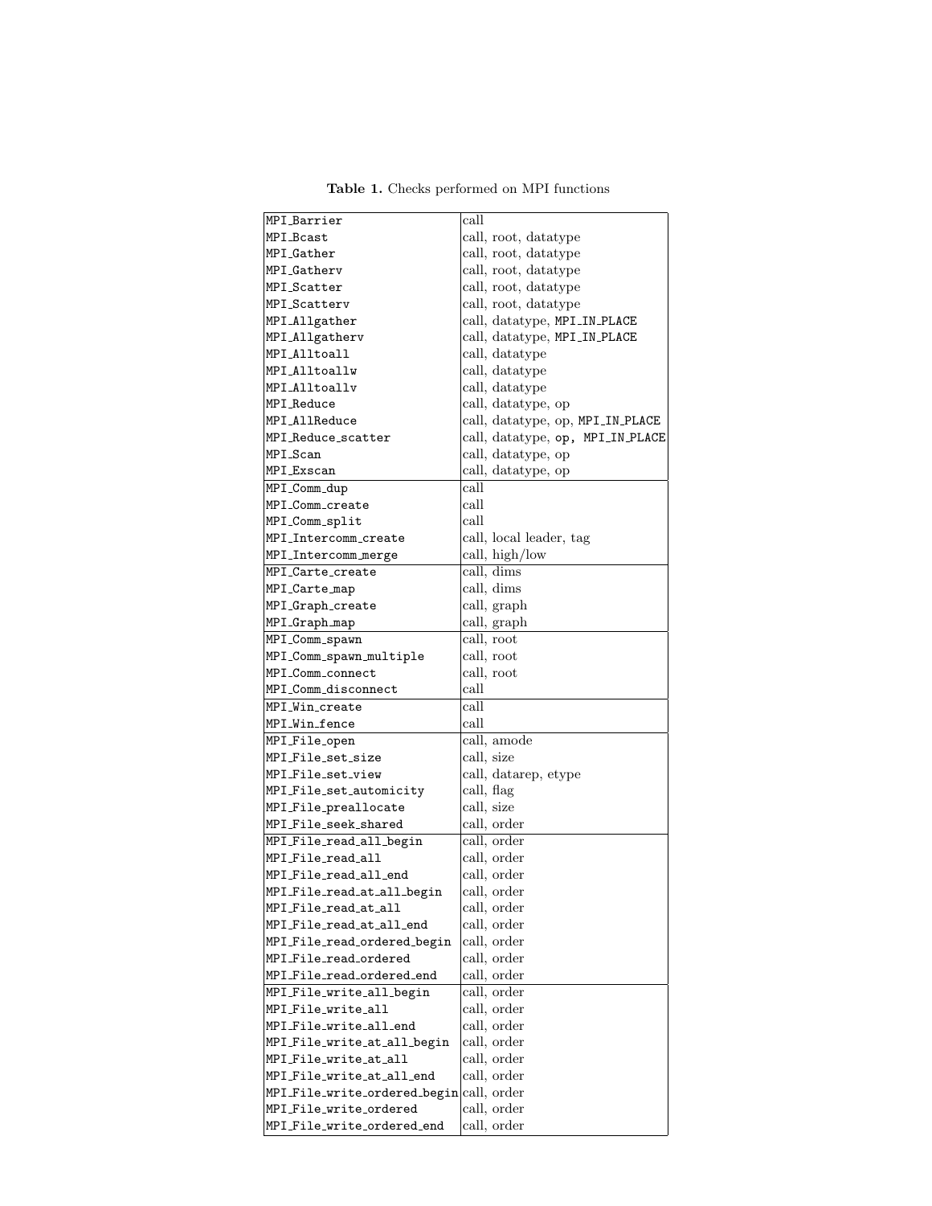**Table 1.** Checks performed on MPI functions

| | |
|---|---|
| MPI_Barrier | call |
| MPI_Bcast | call, root, datatype |
| MPI_Gather | call, root, datatype |
| MPI_Gatherv | call, root, datatype |
| MPI_Scatter | call, root, datatype |
| MPI_Scatterv | call, root, datatype |
| MPI_Allgather | call, datatype, MPI_IN_PLACE |
| MPI_Allgatherv | call, datatype, MPI_IN_PLACE |
| MPI_Alltoall | call, datatype |
| MPI_Alltoallw | call, datatype |
| MPI_Alltoallv | call, datatype |
| MPI_Reduce | call, datatype, op |
| MPI_AllReduce | call, datatype, op, MPI_IN_PLACE |
| MPI_Reduce_scatter | call, datatype, op, MPI_IN_PLACE |
| MPI_Scan | call, datatype, op |
| MPI_Exscan | call, datatype, op |
| MPI_Comm_dup | call |
| MPI_Comm_create | call |
| MPI_Comm_split | call |
| MPI_Intercomm_create | call, local leader, tag |
| MPI_Intercomm_merge | call, high/low |
| MPI_Carte_create | call, dims |
| MPI_Carte_map | call, dims |
| MPI_Graph_create | call, graph |
| MPI_Graph_map | call, graph |
| MPI_Comm_spawn | call, root |
| MPI_Comm_spawn_multiple | call, root |
| MPI_Comm_connect | call, root |
| MPI_Comm_disconnect | call |
| MPI_Win_create | call |
| MPI_Win_fence | call |
| MPI_File_open | call, amode |
| MPI_File_set_size | call, size |
| MPI_File_set_view | call, datarep, etype |
| MPI_File_set_automicity | call, flag |
| MPI_File_preallocate | call, size |
| MPI_File_seek_shared | call, order |
| MPI_File_read_all_begin | call, order |
| MPI_File_read_all | call, order |
| MPI_File_read_all_end | call, order |
| MPI_File_read_at_all_begin | call, order |
| MPI_File_read_at_all | call, order |
| MPI_File_read_at_all_end | call, order |
| MPI_File_read_ordered_begin | call, order |
| MPI_File_read_ordered | call, order |
| MPI_File_read_ordered_end | call, order |
| MPI_File_write_all_begin | call, order |
| MPI_File_write_all | call, order |
| MPI_File_write_all_end | call, order |
| MPI_File_write_at_all_begin | call, order |
| MPI_File_write_at_all | call, order |
| MPI_File_write_at_all_end | call, order |
| MPI_File_write_ordered_begin | call, order |
| MPI_File_write_ordered | call, order |
| MPI_File_write_ordered_end | call, order |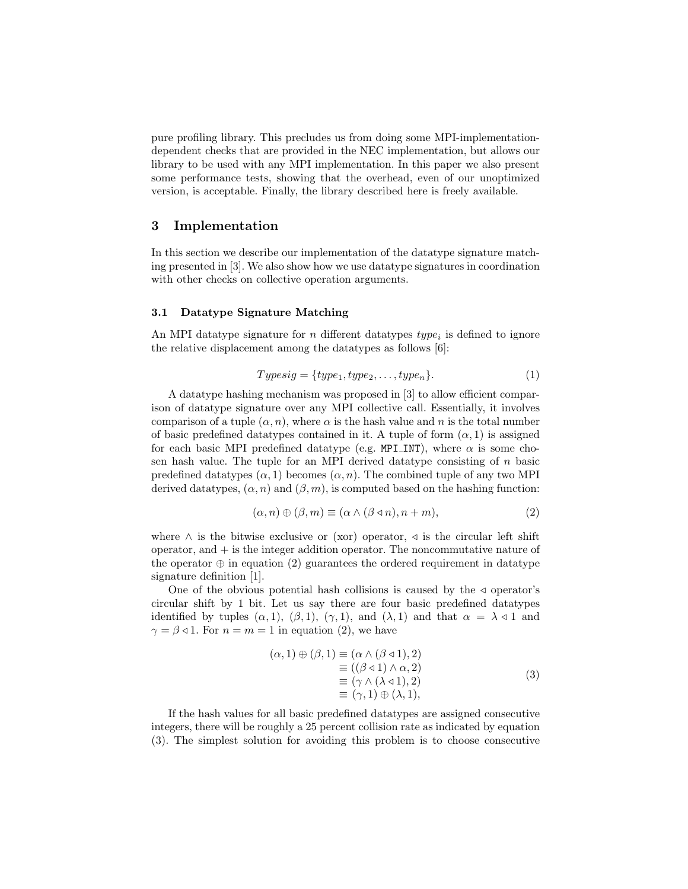pure profiling library. This precludes us from doing some MPI-implementation-dependent checks that are provided in the NEC implementation, but allows our library to be used with any MPI implementation. In this paper we also present some performance tests, showing that the overhead, even of our unoptimized version, is acceptable. Finally, the library described here is freely available.

## 3 Implementation

In this section we describe our implementation of the datatype signature matching presented in [3]. We also show how we use datatype signatures in coordination with other checks on collective operation arguments.

### 3.1 Datatype Signature Matching

An MPI datatype signature for $n$ different datatypes $type_i$ is defined to ignore the relative displacement among the datatypes as follows [6]:

$$Typesig = \{type_1, type_2, \ldots, type_n\}. \tag{1}$$

A datatype hashing mechanism was proposed in [3] to allow efficient comparison of datatype signature over any MPI collective call. Essentially, it involves comparison of a tuple $(\alpha, n)$, where $\alpha$ is the hash value and $n$ is the total number of basic predefined datatypes contained in it. A tuple of form $(\alpha, 1)$ is assigned for each basic MPI predefined datatype (e.g. `MPI_INT`), where $\alpha$ is some chosen hash value. The tuple for an MPI derived datatype consisting of $n$ basic predefined datatypes $(\alpha, 1)$ becomes $(\alpha, n)$. The combined tuple of any two MPI derived datatypes, $(\alpha, n)$ and $(\beta, m)$, is computed based on the hashing function:

$$(\alpha, n) \oplus (\beta, m) \equiv (\alpha \wedge (\beta \lhd n), n + m), \tag{2}$$

where $\wedge$ is the bitwise exclusive or (xor) operator, $\lhd$ is the circular left shift operator, and $+$ is the integer addition operator. The noncommutative nature of the operator $\oplus$ in equation (2) guarantees the ordered requirement in datatype signature definition [1].

One of the obvious potential hash collisions is caused by the $\lhd$ operator's circular shift by 1 bit. Let us say there are four basic predefined datatypes identified by tuples $(\alpha, 1)$, $(\beta, 1)$, $(\gamma, 1)$, and $(\lambda, 1)$ and that $\alpha = \lambda \lhd 1$ and $\gamma = \beta \lhd 1$. For $n = m = 1$ in equation (2), we have

$$\begin{aligned}
(\alpha, 1) \oplus (\beta, 1) &\equiv (\alpha \wedge (\beta \lhd 1), 2) \\
&\equiv ((\beta \lhd 1) \wedge \alpha, 2) \\
&\equiv (\gamma \wedge (\lambda \lhd 1), 2) \\
&\equiv (\gamma, 1) \oplus (\lambda, 1),
\end{aligned} \tag{3}$$

If the hash values for all basic predefined datatypes are assigned consecutive integers, there will be roughly a 25 percent collision rate as indicated by equation (3). The simplest solution for avoiding this problem is to choose consecutive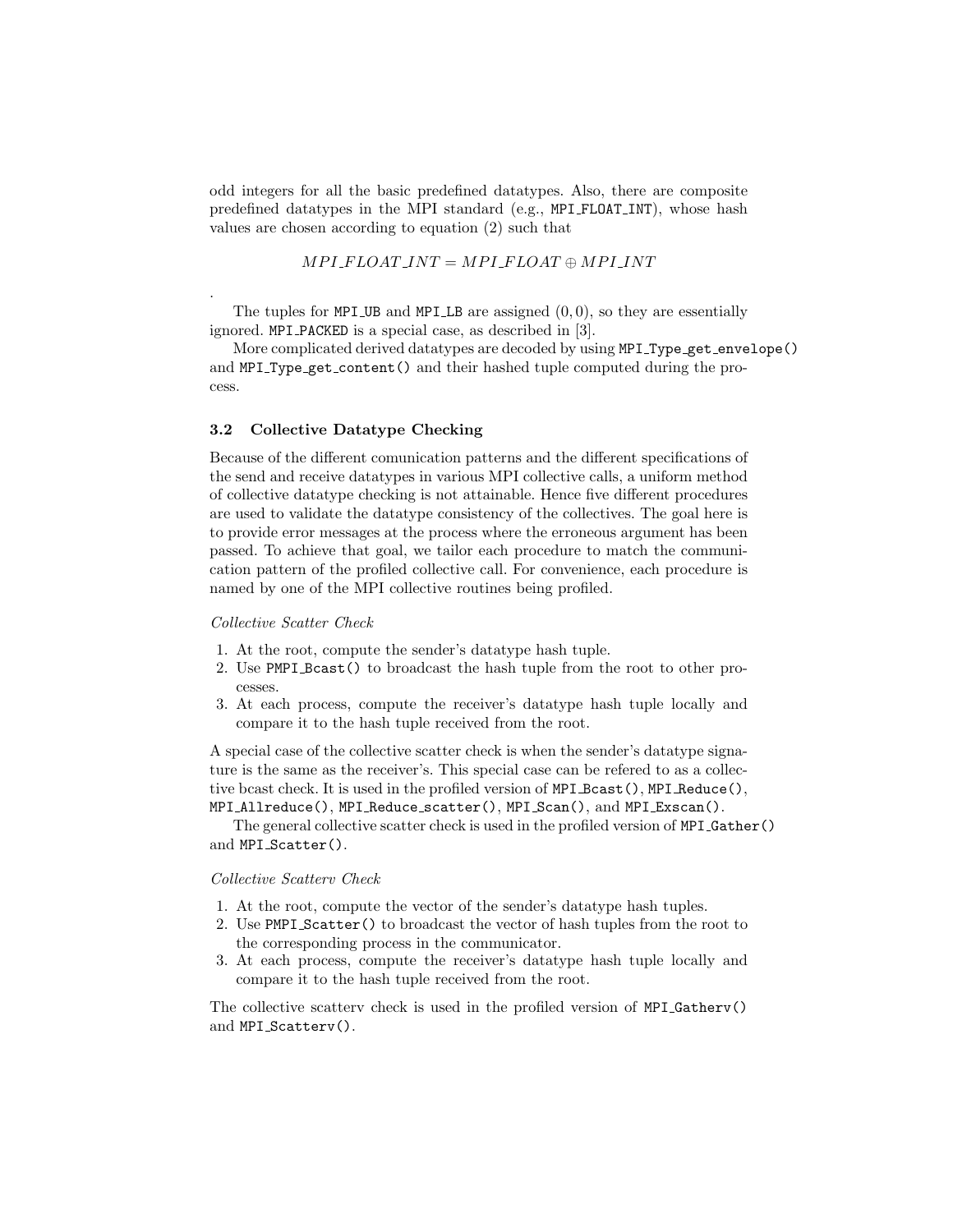odd integers for all the basic predefined datatypes. Also, there are composite predefined datatypes in the MPI standard (e.g., MPI_FLOAT_INT), whose hash values are chosen according to equation (2) such that

$$MPI\_FLOAT\_INT = MPI\_FLOAT \oplus MPI\_INT$$

.

The tuples for MPI_UB and MPI_LB are assigned $(0, 0)$, so they are essentially ignored. MPI_PACKED is a special case, as described in [3].

More complicated derived datatypes are decoded by using `MPI_Type_get_envelope()` and `MPI_Type_get_content()` and their hashed tuple computed during the process.

### 3.2 Collective Datatype Checking

Because of the different comunication patterns and the different specifications of the send and receive datatypes in various MPI collective calls, a uniform method of collective datatype checking is not attainable. Hence five different procedures are used to validate the datatype consistency of the collectives. The goal here is to provide error messages at the process where the erroneous argument has been passed. To achieve that goal, we tailor each procedure to match the communication pattern of the profiled collective call. For convenience, each procedure is named by one of the MPI collective routines being profiled.

*Collective Scatter Check*

1. At the root, compute the sender's datatype hash tuple.
2. Use `PMPI_Bcast()` to broadcast the hash tuple from the root to other processes.
3. At each process, compute the receiver's datatype hash tuple locally and compare it to the hash tuple received from the root.

A special case of the collective scatter check is when the sender's datatype signature is the same as the receiver's. This special case can be refered to as a collective bcast check. It is used in the profiled version of `MPI_Bcast()`, `MPI_Reduce()`, `MPI_Allreduce()`, `MPI_Reduce_scatter()`, `MPI_Scan()`, and `MPI_Exscan()`.

The general collective scatter check is used in the profiled version of `MPI_Gather()` and `MPI_Scatter()`.

*Collective Scatterv Check*

1. At the root, compute the vector of the sender's datatype hash tuples.
2. Use `PMPI_Scatter()` to broadcast the vector of hash tuples from the root to the corresponding process in the communicator.
3. At each process, compute the receiver's datatype hash tuple locally and compare it to the hash tuple received from the root.

The collective scatterv check is used in the profiled version of `MPI_Gatherv()` and `MPI_Scatterv()`.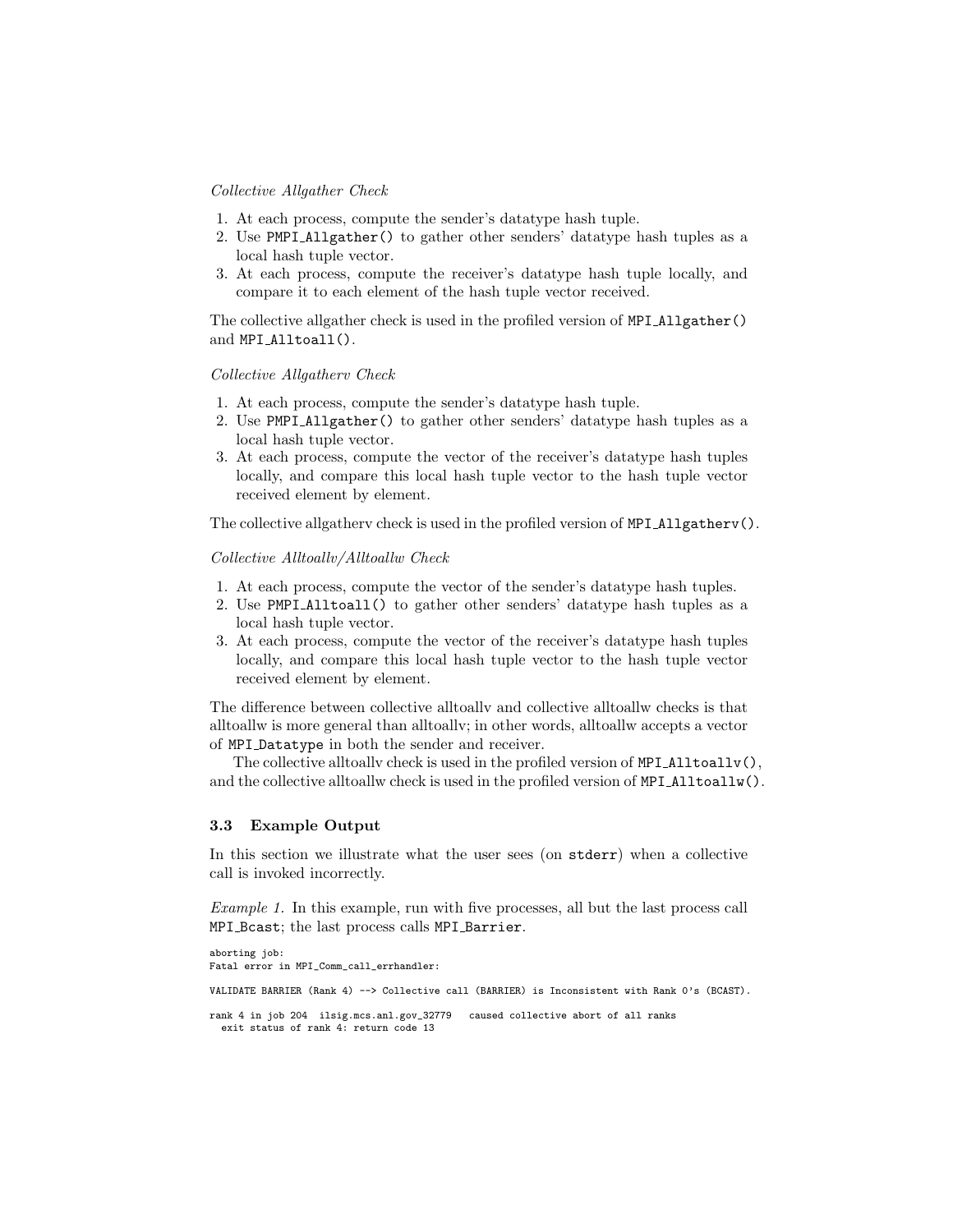*Collective Allgather Check*

1. At each process, compute the sender's datatype hash tuple.
2. Use `PMPI_Allgather()` to gather other senders' datatype hash tuples as a local hash tuple vector.
3. At each process, compute the receiver's datatype hash tuple locally, and compare it to each element of the hash tuple vector received.

The collective allgather check is used in the profiled version of `MPI_Allgather()` and `MPI_Alltoall()`.

*Collective Allgatherv Check*

1. At each process, compute the sender's datatype hash tuple.
2. Use `PMPI_Allgather()` to gather other senders' datatype hash tuples as a local hash tuple vector.
3. At each process, compute the vector of the receiver's datatype hash tuples locally, and compare this local hash tuple vector to the hash tuple vector received element by element.

The collective allgatherv check is used in the profiled version of `MPI_Allgatherv()`.

*Collective Alltoallv/Alltoallw Check*

1. At each process, compute the vector of the sender's datatype hash tuples.
2. Use `PMPI_Alltoall()` to gather other senders' datatype hash tuples as a local hash tuple vector.
3. At each process, compute the vector of the receiver's datatype hash tuples locally, and compare this local hash tuple vector to the hash tuple vector received element by element.

The difference between collective alltoallv and collective alltoallw checks is that alltoallw is more general than alltoallv; in other words, alltoallw accepts a vector of `MPI_Datatype` in both the sender and receiver.

The collective alltoallv check is used in the profiled version of `MPI_Alltoallv()`, and the collective alltoallw check is used in the profiled version of `MPI_Alltoallw()`.

### 3.3 Example Output

In this section we illustrate what the user sees (on `stderr`) when a collective call is invoked incorrectly.

*Example 1.* In this example, run with five processes, all but the last process call `MPI_Bcast`; the last process calls `MPI_Barrier`.

```
aborting job:
Fatal error in MPI_Comm_call_errhandler:

VALIDATE BARRIER (Rank 4) --> Collective call (BARRIER) is Inconsistent with Rank 0's (BCAST).

rank 4 in job 204  ilsig.mcs.anl.gov_32779   caused collective abort of all ranks
  exit status of rank 4: return code 13
```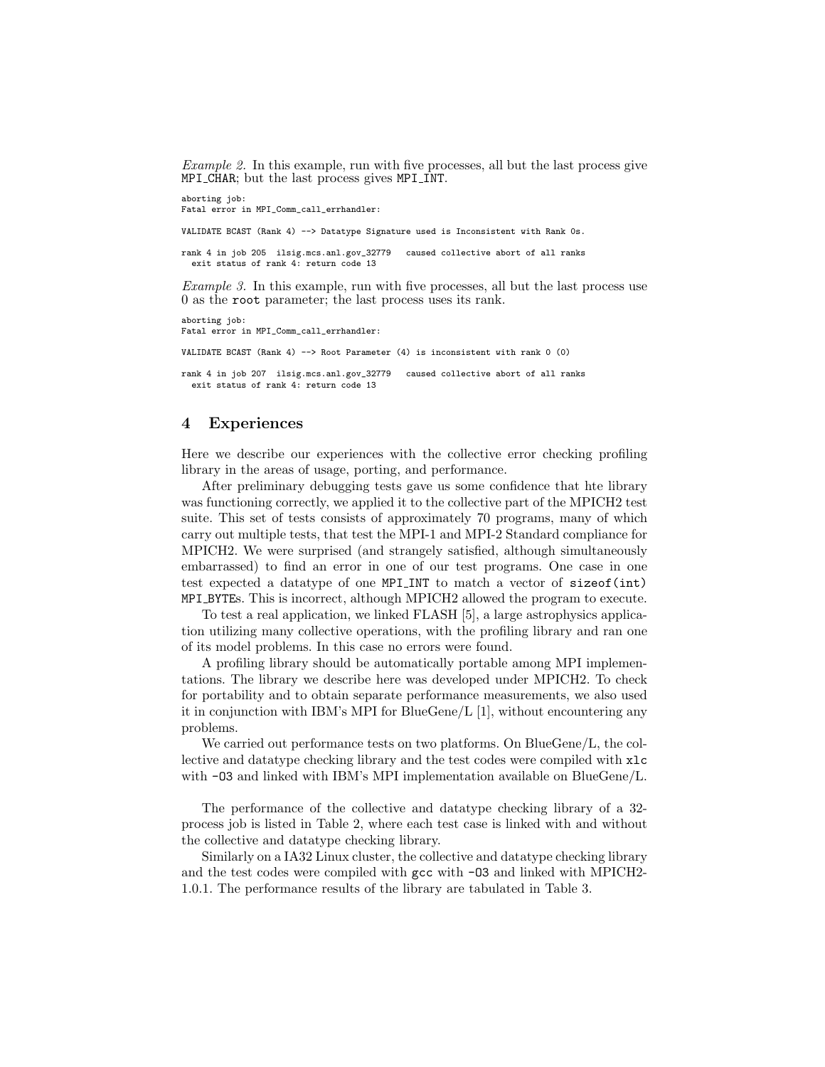*Example 2.* In this example, run with five processes, all but the last process give MPI_CHAR; but the last process gives MPI_INT.

```
aborting job:
Fatal error in MPI_Comm_call_errhandler:

VALIDATE BCAST (Rank 4) --> Datatype Signature used is Inconsistent with Rank 0s.

rank 4 in job 205  ilsig.mcs.anl.gov_32779   caused collective abort of all ranks
  exit status of rank 4: return code 13
```

*Example 3.* In this example, run with five processes, all but the last process use 0 as the root parameter; the last process uses its rank.

```
aborting job:
Fatal error in MPI_Comm_call_errhandler:

VALIDATE BCAST (Rank 4) --> Root Parameter (4) is inconsistent with rank 0 (0)

rank 4 in job 207  ilsig.mcs.anl.gov_32779   caused collective abort of all ranks
  exit status of rank 4: return code 13
```

## 4 Experiences

Here we describe our experiences with the collective error checking profiling library in the areas of usage, porting, and performance.

After preliminary debugging tests gave us some confidence that hte library was functioning correctly, we applied it to the collective part of the MPICH2 test suite. This set of tests consists of approximately 70 programs, many of which carry out multiple tests, that test the MPI-1 and MPI-2 Standard compliance for MPICH2. We were surprised (and strangely satisfied, although simultaneously embarrassed) to find an error in one of our test programs. One case in one test expected a datatype of one MPI_INT to match a vector of sizeof(int) MPI_BYTEs. This is incorrect, although MPICH2 allowed the program to execute.

To test a real application, we linked FLASH [5], a large astrophysics application utilizing many collective operations, with the profiling library and ran one of its model problems. In this case no errors were found.

A profiling library should be automatically portable among MPI implementations. The library we describe here was developed under MPICH2. To check for portability and to obtain separate performance measurements, we also used it in conjunction with IBM's MPI for BlueGene/L [1], without encountering any problems.

We carried out performance tests on two platforms. On BlueGene/L, the collective and datatype checking library and the test codes were compiled with xlc with -O3 and linked with IBM's MPI implementation available on BlueGene/L.

The performance of the collective and datatype checking library of a 32-process job is listed in Table 2, where each test case is linked with and without the collective and datatype checking library.

Similarly on a IA32 Linux cluster, the collective and datatype checking library and the test codes were compiled with gcc with -O3 and linked with MPICH2-1.0.1. The performance results of the library are tabulated in Table 3.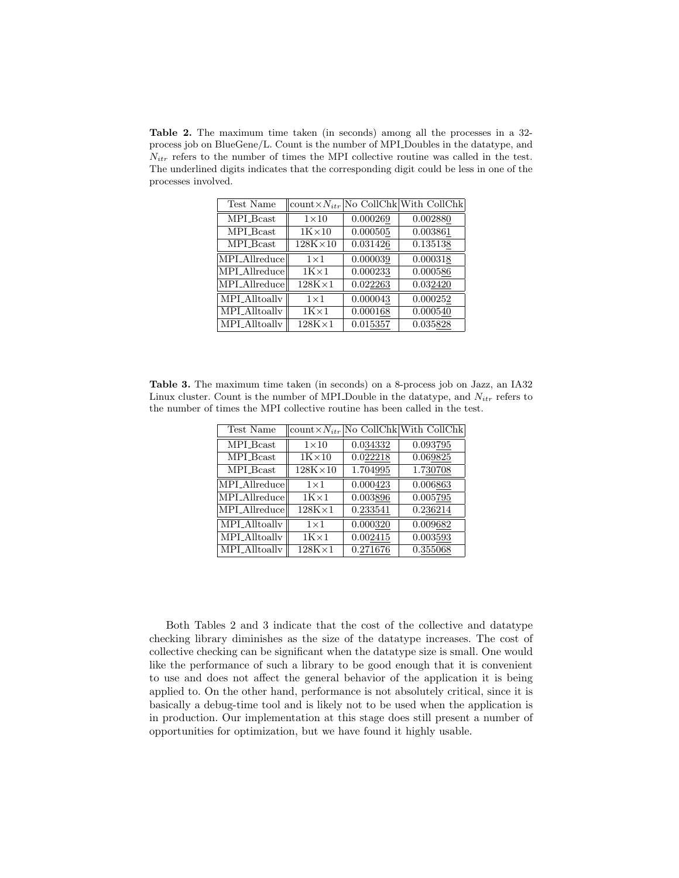**Table 2.** The maximum time taken (in seconds) among all the processes in a 32-process job on BlueGene/L. Count is the number of MPI_Doubles in the datatype, and $N_{itr}$ refers to the number of times the MPI collective routine was called in the test. The underlined digits indicates that the corresponding digit could be less in one of the processes involved.

| Test Name | count×$N_{itr}$ | No CollChk | With CollChk |
|---|---|---|---|
| MPI_Bcast | 1×10 | 0.000269 | 0.002880 |
| MPI_Bcast | 1K×10 | 0.000505 | 0.003861 |
| MPI_Bcast | 128K×10 | 0.031426 | 0.135138 |
| MPI_Allreduce | 1×1 | 0.000039 | 0.000318 |
| MPI_Allreduce | 1K×1 | 0.000233 | 0.000586 |
| MPI_Allreduce | 128K×1 | 0.022263 | 0.032420 |
| MPI_Alltoallv | 1×1 | 0.000043 | 0.000252 |
| MPI_Alltoallv | 1K×1 | 0.000168 | 0.000540 |
| MPI_Alltoallv | 128K×1 | 0.015357 | 0.035828 |

**Table 3.** The maximum time taken (in seconds) on a 8-process job on Jazz, an IA32 Linux cluster. Count is the number of MPI_Double in the datatype, and $N_{itr}$ refers to the number of times the MPI collective routine has been called in the test.

| Test Name | count×$N_{itr}$ | No CollChk | With CollChk |
|---|---|---|---|
| MPI_Bcast | 1×10 | 0.034332 | 0.093795 |
| MPI_Bcast | 1K×10 | 0.022218 | 0.069825 |
| MPI_Bcast | 128K×10 | 1.704995 | 1.730708 |
| MPI_Allreduce | 1×1 | 0.000423 | 0.006863 |
| MPI_Allreduce | 1K×1 | 0.003896 | 0.005795 |
| MPI_Allreduce | 128K×1 | 0.233541 | 0.236214 |
| MPI_Alltoallv | 1×1 | 0.000320 | 0.009682 |
| MPI_Alltoallv | 1K×1 | 0.002415 | 0.003593 |
| MPI_Alltoallv | 128K×1 | 0.271676 | 0.355068 |

Both Tables 2 and 3 indicate that the cost of the collective and datatype checking library diminishes as the size of the datatype increases. The cost of collective checking can be significant when the datatype size is small. One would like the performance of such a library to be good enough that it is convenient to use and does not affect the general behavior of the application it is being applied to. On the other hand, performance is not absolutely critical, since it is basically a debug-time tool and is likely not to be used when the application is in production. Our implementation at this stage does still present a number of opportunities for optimization, but we have found it highly usable.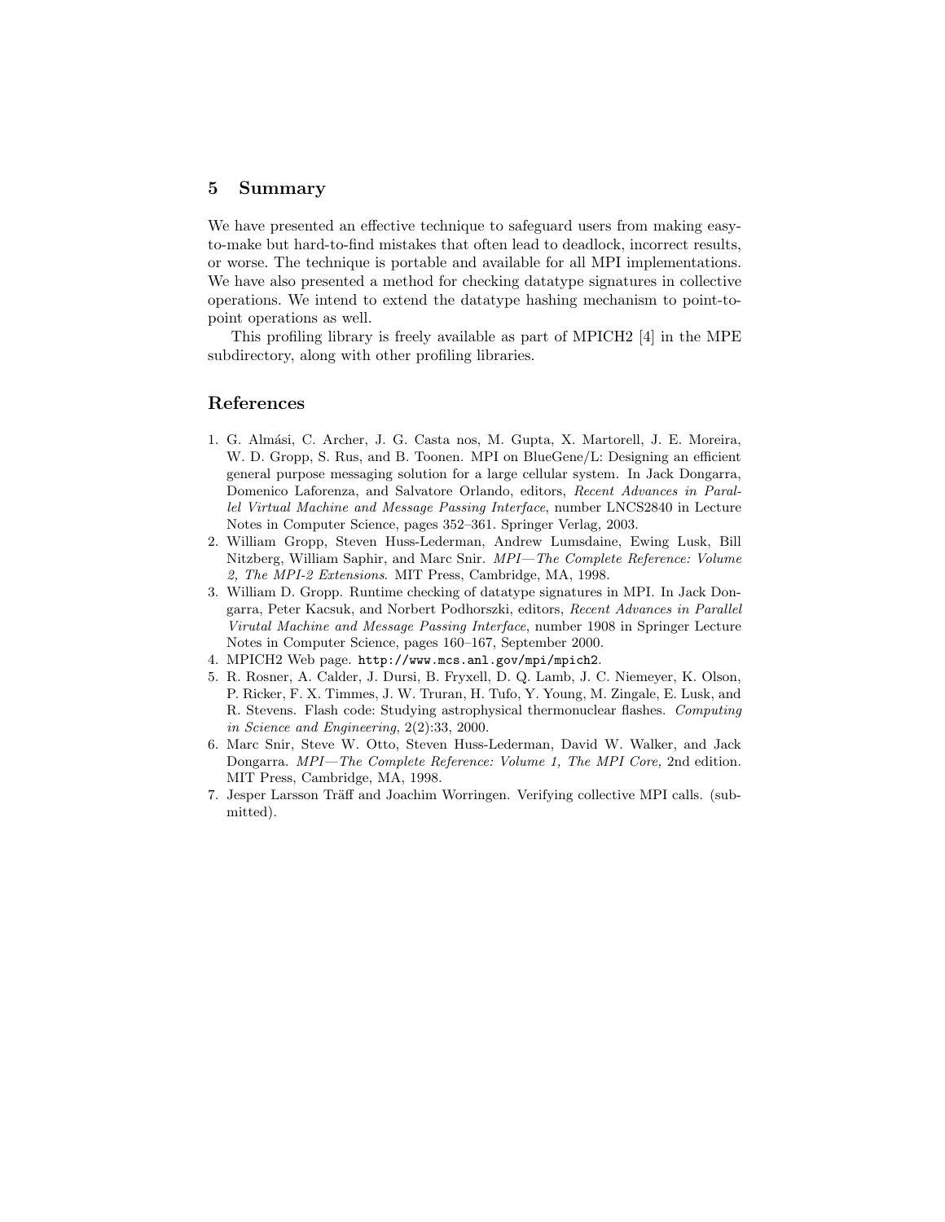## 5 Summary

We have presented an effective technique to safeguard users from making easy-to-make but hard-to-find mistakes that often lead to deadlock, incorrect results, or worse. The technique is portable and available for all MPI implementations. We have also presented a method for checking datatype signatures in collective operations. We intend to extend the datatype hashing mechanism to point-to-point operations as well.

This profiling library is freely available as part of MPICH2 [4] in the MPE subdirectory, along with other profiling libraries.

## References

1. G. Almási, C. Archer, J. G. Casta nos, M. Gupta, X. Martorell, J. E. Moreira, W. D. Gropp, S. Rus, and B. Toonen. MPI on BlueGene/L: Designing an efficient general purpose messaging solution for a large cellular system. In Jack Dongarra, Domenico Laforenza, and Salvatore Orlando, editors, *Recent Advances in Parallel Virtual Machine and Message Passing Interface*, number LNCS2840 in Lecture Notes in Computer Science, pages 352–361. Springer Verlag, 2003.
2. William Gropp, Steven Huss-Lederman, Andrew Lumsdaine, Ewing Lusk, Bill Nitzberg, William Saphir, and Marc Snir. *MPI—The Complete Reference: Volume 2, The MPI-2 Extensions*. MIT Press, Cambridge, MA, 1998.
3. William D. Gropp. Runtime checking of datatype signatures in MPI. In Jack Dongarra, Peter Kacsuk, and Norbert Podhorszki, editors, *Recent Advances in Parallel Virutal Machine and Message Passing Interface*, number 1908 in Springer Lecture Notes in Computer Science, pages 160–167, September 2000.
4. MPICH2 Web page. `http://www.mcs.anl.gov/mpi/mpich2`.
5. R. Rosner, A. Calder, J. Dursi, B. Fryxell, D. Q. Lamb, J. C. Niemeyer, K. Olson, P. Ricker, F. X. Timmes, J. W. Truran, H. Tufo, Y. Young, M. Zingale, E. Lusk, and R. Stevens. Flash code: Studying astrophysical thermonuclear flashes. *Computing in Science and Engineering*, 2(2):33, 2000.
6. Marc Snir, Steve W. Otto, Steven Huss-Lederman, David W. Walker, and Jack Dongarra. *MPI—The Complete Reference: Volume 1, The MPI Core,* 2nd edition. MIT Press, Cambridge, MA, 1998.
7. Jesper Larsson Träff and Joachim Worringen. Verifying collective MPI calls. (submitted).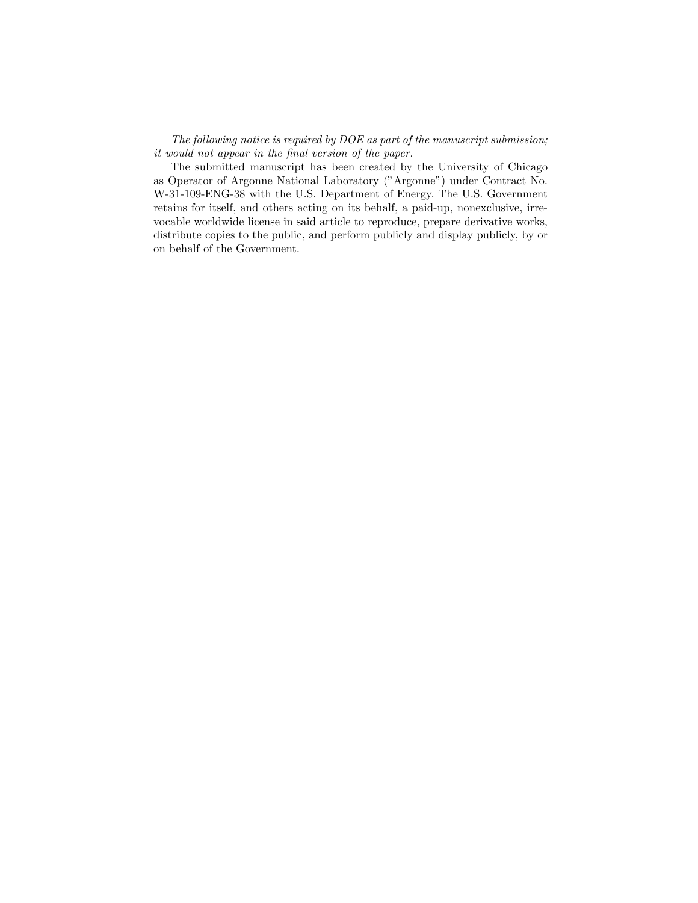*The following notice is required by DOE as part of the manuscript submission; it would not appear in the final version of the paper.*

The submitted manuscript has been created by the University of Chicago as Operator of Argonne National Laboratory ("Argonne") under Contract No. W-31-109-ENG-38 with the U.S. Department of Energy. The U.S. Government retains for itself, and others acting on its behalf, a paid-up, nonexclusive, irrevocable worldwide license in said article to reproduce, prepare derivative works, distribute copies to the public, and perform publicly and display publicly, by or on behalf of the Government.